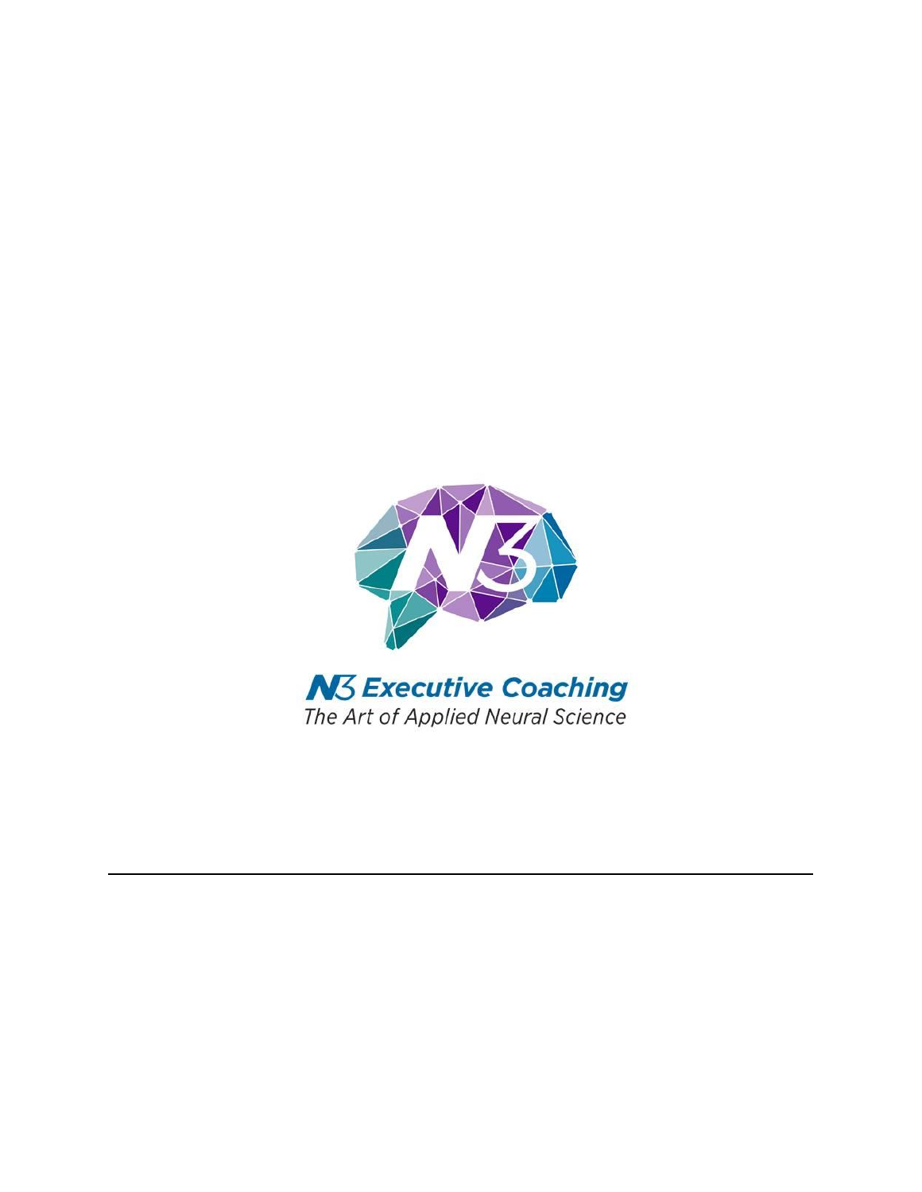N3 Executive Coaching

*The Art of Applied Neural Science*

---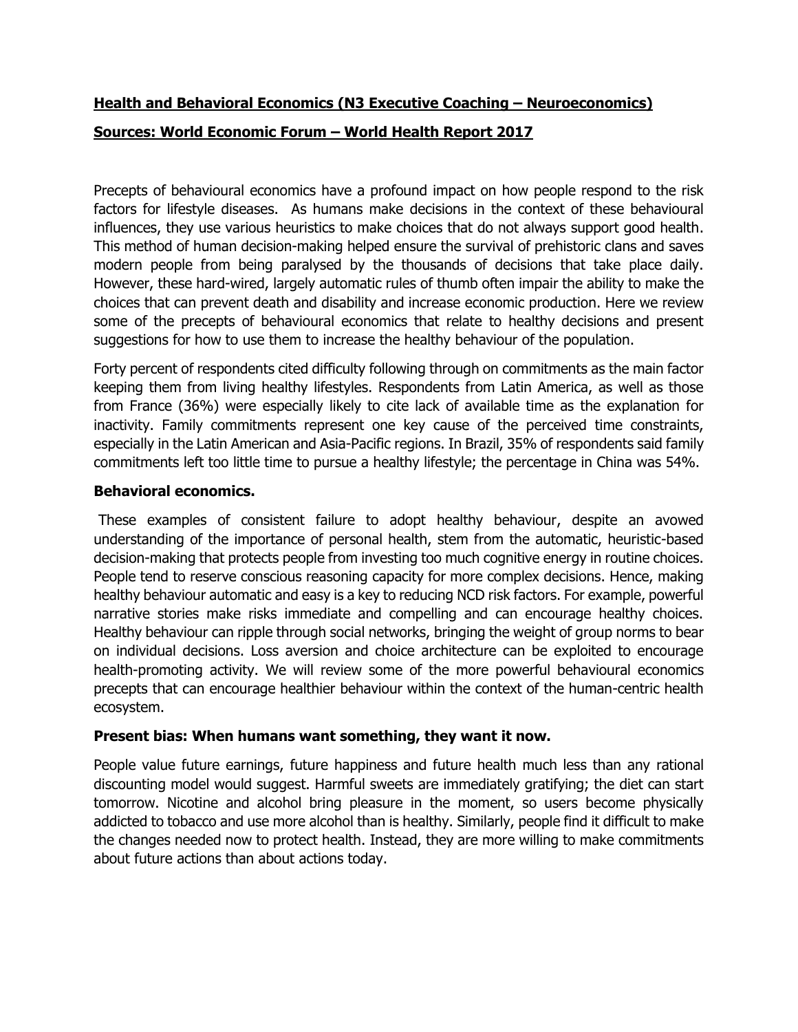**Health and Behavioral Economics (N3 Executive Coaching – Neuroeconomics)**

**Sources: World Economic Forum – World Health Report 2017**

Precepts of behavioural economics have a profound impact on how people respond to the risk factors for lifestyle diseases. As humans make decisions in the context of these behavioural influences, they use various heuristics to make choices that do not always support good health. This method of human decision-making helped ensure the survival of prehistoric clans and saves modern people from being paralysed by the thousands of decisions that take place daily. However, these hard-wired, largely automatic rules of thumb often impair the ability to make the choices that can prevent death and disability and increase economic production. Here we review some of the precepts of behavioural economics that relate to healthy decisions and present suggestions for how to use them to increase the healthy behaviour of the population.

Forty percent of respondents cited difficulty following through on commitments as the main factor keeping them from living healthy lifestyles. Respondents from Latin America, as well as those from France (36%) were especially likely to cite lack of available time as the explanation for inactivity. Family commitments represent one key cause of the perceived time constraints, especially in the Latin American and Asia-Pacific regions. In Brazil, 35% of respondents said family commitments left too little time to pursue a healthy lifestyle; the percentage in China was 54%.

### Behavioral economics.

These examples of consistent failure to adopt healthy behaviour, despite an avowed understanding of the importance of personal health, stem from the automatic, heuristic-based decision-making that protects people from investing too much cognitive energy in routine choices. People tend to reserve conscious reasoning capacity for more complex decisions. Hence, making healthy behaviour automatic and easy is a key to reducing NCD risk factors. For example, powerful narrative stories make risks immediate and compelling and can encourage healthy choices. Healthy behaviour can ripple through social networks, bringing the weight of group norms to bear on individual decisions. Loss aversion and choice architecture can be exploited to encourage health-promoting activity. We will review some of the more powerful behavioural economics precepts that can encourage healthier behaviour within the context of the human-centric health ecosystem.

### Present bias: When humans want something, they want it now.

People value future earnings, future happiness and future health much less than any rational discounting model would suggest. Harmful sweets are immediately gratifying; the diet can start tomorrow. Nicotine and alcohol bring pleasure in the moment, so users become physically addicted to tobacco and use more alcohol than is healthy. Similarly, people find it difficult to make the changes needed now to protect health. Instead, they are more willing to make commitments about future actions than about actions today.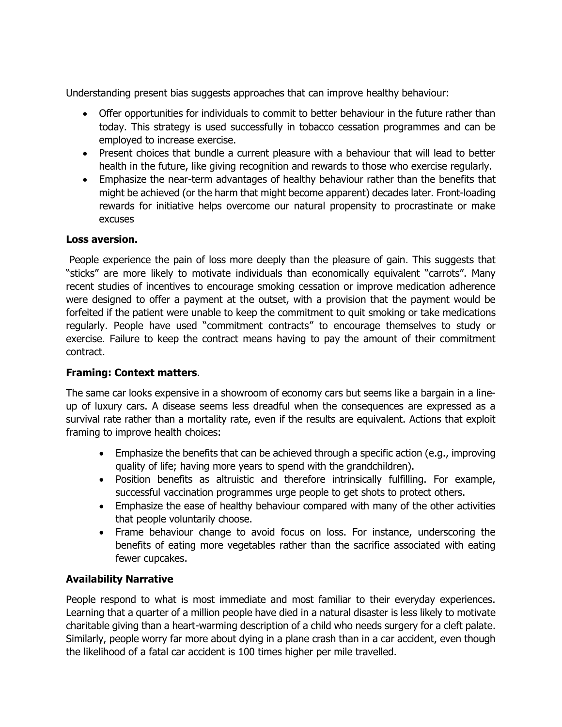Understanding present bias suggests approaches that can improve healthy behaviour:

- Offer opportunities for individuals to commit to better behaviour in the future rather than today. This strategy is used successfully in tobacco cessation programmes and can be employed to increase exercise.
- Present choices that bundle a current pleasure with a behaviour that will lead to better health in the future, like giving recognition and rewards to those who exercise regularly.
- Emphasize the near-term advantages of healthy behaviour rather than the benefits that might be achieved (or the harm that might become apparent) decades later. Front-loading rewards for initiative helps overcome our natural propensity to procrastinate or make excuses

**Loss aversion.**

People experience the pain of loss more deeply than the pleasure of gain. This suggests that "sticks" are more likely to motivate individuals than economically equivalent "carrots". Many recent studies of incentives to encourage smoking cessation or improve medication adherence were designed to offer a payment at the outset, with a provision that the payment would be forfeited if the patient were unable to keep the commitment to quit smoking or take medications regularly. People have used "commitment contracts" to encourage themselves to study or exercise. Failure to keep the contract means having to pay the amount of their commitment contract.

**Framing: Context matters**.

The same car looks expensive in a showroom of economy cars but seems like a bargain in a line-up of luxury cars. A disease seems less dreadful when the consequences are expressed as a survival rate rather than a mortality rate, even if the results are equivalent. Actions that exploit framing to improve health choices:

- Emphasize the benefits that can be achieved through a specific action (e.g., improving quality of life; having more years to spend with the grandchildren).
- Position benefits as altruistic and therefore intrinsically fulfilling. For example, successful vaccination programmes urge people to get shots to protect others.
- Emphasize the ease of healthy behaviour compared with many of the other activities that people voluntarily choose.
- Frame behaviour change to avoid focus on loss. For instance, underscoring the benefits of eating more vegetables rather than the sacrifice associated with eating fewer cupcakes.

**Availability Narrative**

People respond to what is most immediate and most familiar to their everyday experiences. Learning that a quarter of a million people have died in a natural disaster is less likely to motivate charitable giving than a heart-warming description of a child who needs surgery for a cleft palate. Similarly, people worry far more about dying in a plane crash than in a car accident, even though the likelihood of a fatal car accident is 100 times higher per mile travelled.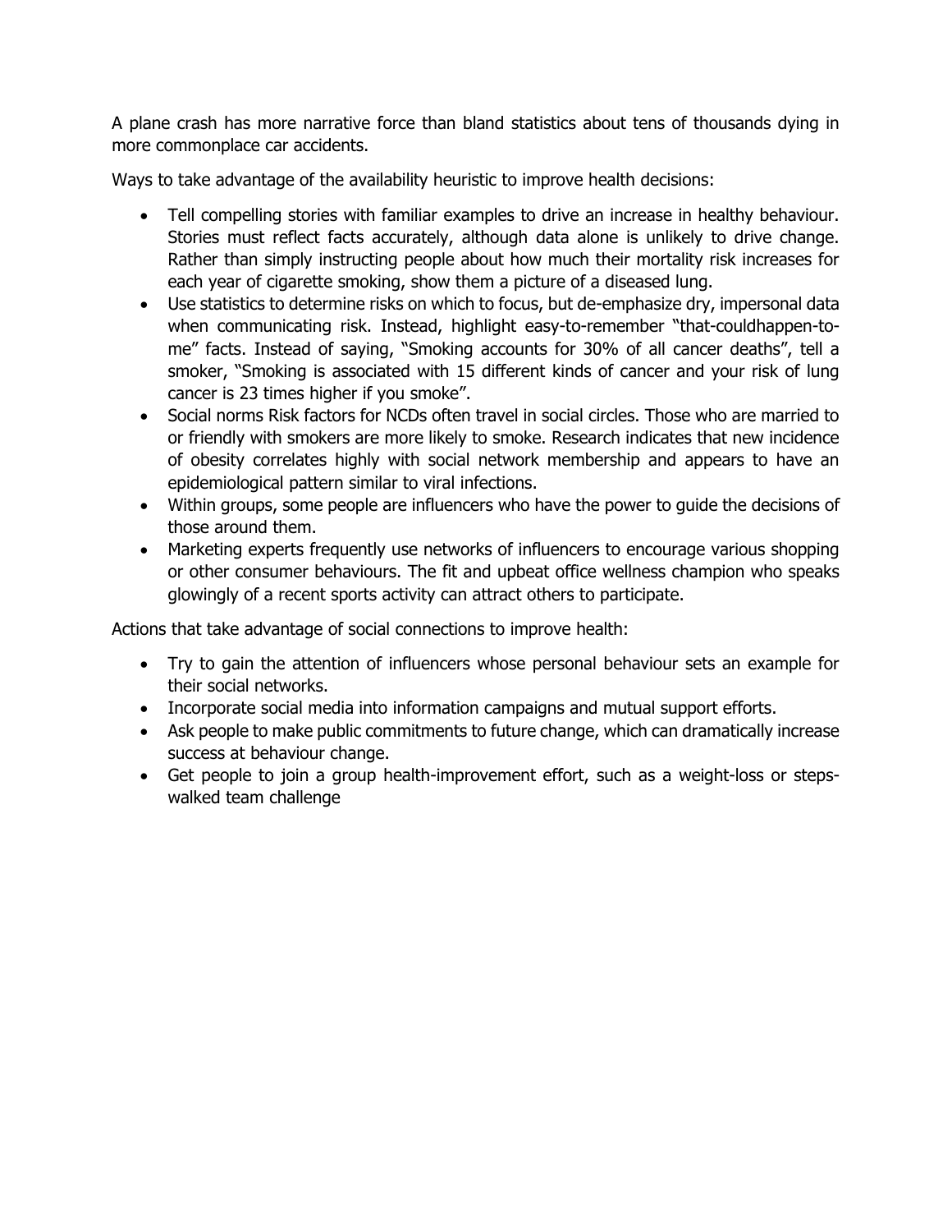A plane crash has more narrative force than bland statistics about tens of thousands dying in more commonplace car accidents.

Ways to take advantage of the availability heuristic to improve health decisions:

- Tell compelling stories with familiar examples to drive an increase in healthy behaviour. Stories must reflect facts accurately, although data alone is unlikely to drive change. Rather than simply instructing people about how much their mortality risk increases for each year of cigarette smoking, show them a picture of a diseased lung.
- Use statistics to determine risks on which to focus, but de-emphasize dry, impersonal data when communicating risk. Instead, highlight easy-to-remember "that-couldhappen-to-me" facts. Instead of saying, "Smoking accounts for 30% of all cancer deaths", tell a smoker, "Smoking is associated with 15 different kinds of cancer and your risk of lung cancer is 23 times higher if you smoke".
- Social norms Risk factors for NCDs often travel in social circles. Those who are married to or friendly with smokers are more likely to smoke. Research indicates that new incidence of obesity correlates highly with social network membership and appears to have an epidemiological pattern similar to viral infections.
- Within groups, some people are influencers who have the power to guide the decisions of those around them.
- Marketing experts frequently use networks of influencers to encourage various shopping or other consumer behaviours. The fit and upbeat office wellness champion who speaks glowingly of a recent sports activity can attract others to participate.

Actions that take advantage of social connections to improve health:

- Try to gain the attention of influencers whose personal behaviour sets an example for their social networks.
- Incorporate social media into information campaigns and mutual support efforts.
- Ask people to make public commitments to future change, which can dramatically increase success at behaviour change.
- Get people to join a group health-improvement effort, such as a weight-loss or steps-walked team challenge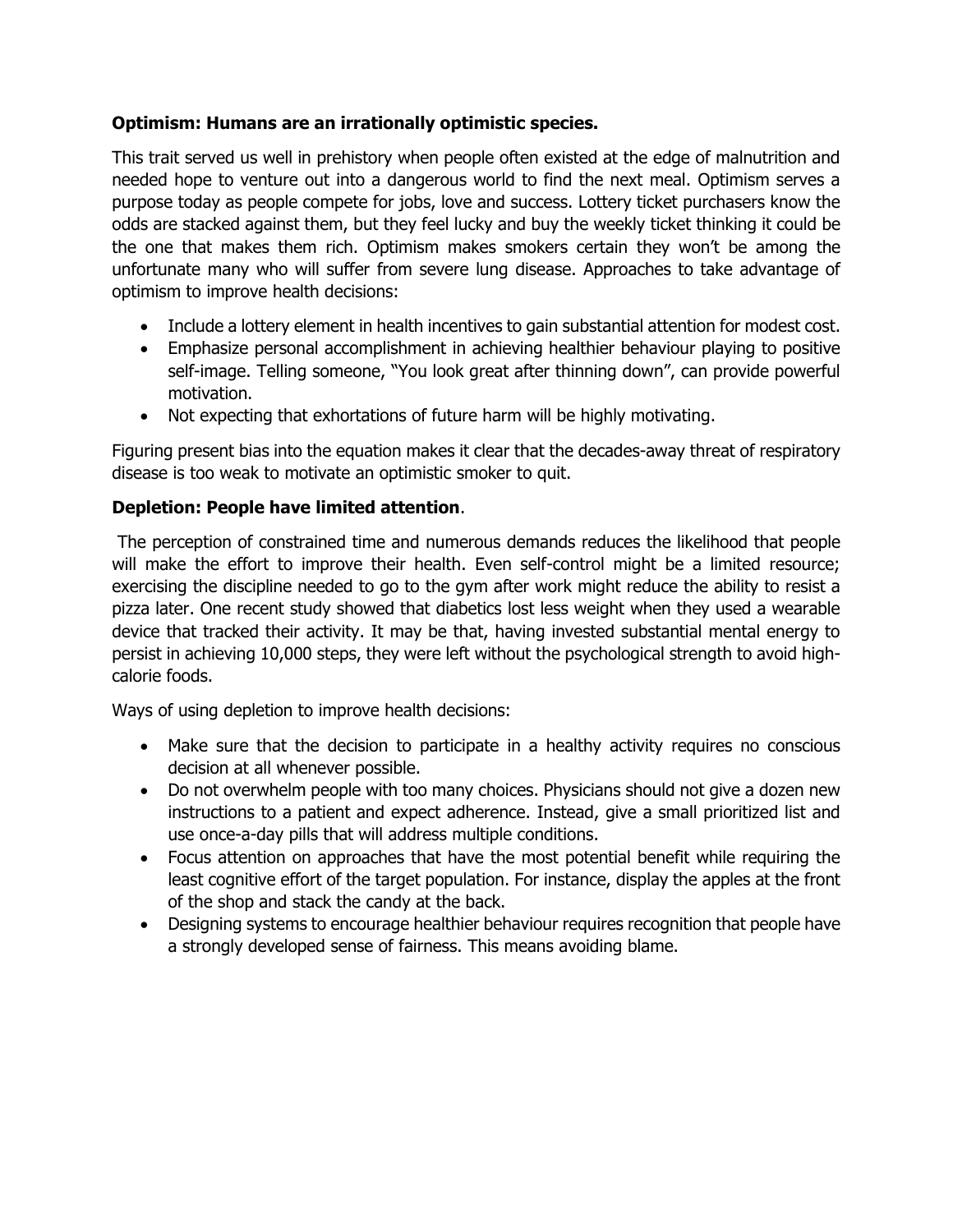**Optimism: Humans are an irrationally optimistic species.**

This trait served us well in prehistory when people often existed at the edge of malnutrition and needed hope to venture out into a dangerous world to find the next meal. Optimism serves a purpose today as people compete for jobs, love and success. Lottery ticket purchasers know the odds are stacked against them, but they feel lucky and buy the weekly ticket thinking it could be the one that makes them rich. Optimism makes smokers certain they won't be among the unfortunate many who will suffer from severe lung disease. Approaches to take advantage of optimism to improve health decisions:

- Include a lottery element in health incentives to gain substantial attention for modest cost.
- Emphasize personal accomplishment in achieving healthier behaviour playing to positive self-image. Telling someone, "You look great after thinning down", can provide powerful motivation.
- Not expecting that exhortations of future harm will be highly motivating.

Figuring present bias into the equation makes it clear that the decades-away threat of respiratory disease is too weak to motivate an optimistic smoker to quit.

**Depletion: People have limited attention**.

The perception of constrained time and numerous demands reduces the likelihood that people will make the effort to improve their health. Even self-control might be a limited resource; exercising the discipline needed to go to the gym after work might reduce the ability to resist a pizza later. One recent study showed that diabetics lost less weight when they used a wearable device that tracked their activity. It may be that, having invested substantial mental energy to persist in achieving 10,000 steps, they were left without the psychological strength to avoid high-calorie foods.

Ways of using depletion to improve health decisions:

- Make sure that the decision to participate in a healthy activity requires no conscious decision at all whenever possible.
- Do not overwhelm people with too many choices. Physicians should not give a dozen new instructions to a patient and expect adherence. Instead, give a small prioritized list and use once-a-day pills that will address multiple conditions.
- Focus attention on approaches that have the most potential benefit while requiring the least cognitive effort of the target population. For instance, display the apples at the front of the shop and stack the candy at the back.
- Designing systems to encourage healthier behaviour requires recognition that people have a strongly developed sense of fairness. This means avoiding blame.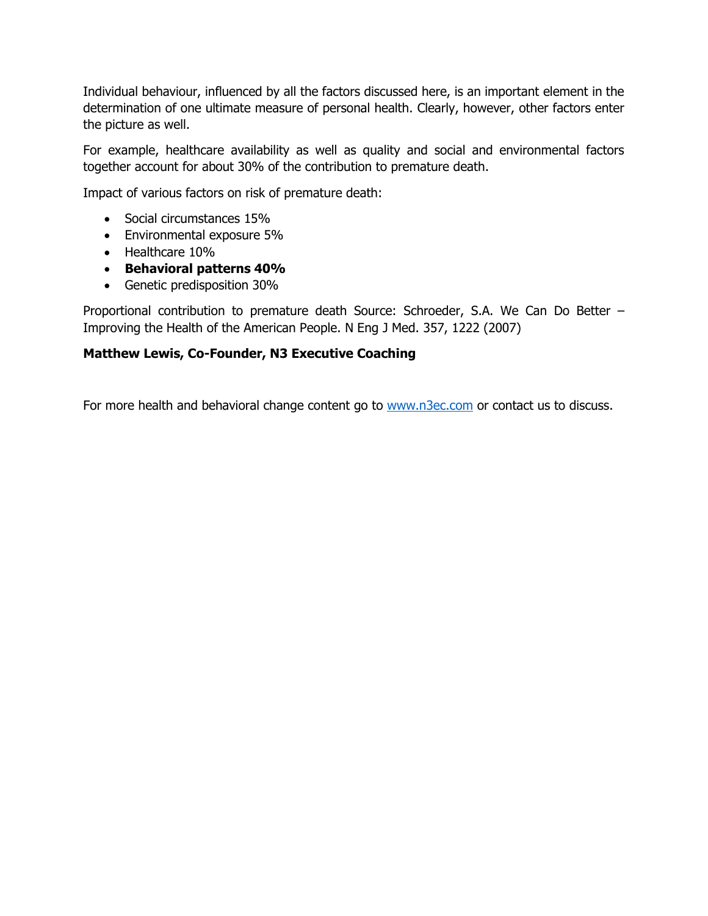Individual behaviour, influenced by all the factors discussed here, is an important element in the determination of one ultimate measure of personal health. Clearly, however, other factors enter the picture as well.

For example, healthcare availability as well as quality and social and environmental factors together account for about 30% of the contribution to premature death.

Impact of various factors on risk of premature death:

- Social circumstances 15%
- Environmental exposure 5%
- Healthcare 10%
- **Behavioral patterns 40%**
- Genetic predisposition 30%

Proportional contribution to premature death Source: Schroeder, S.A. We Can Do Better – Improving the Health of the American People. N Eng J Med. 357, 1222 (2007)

**Matthew Lewis, Co-Founder, N3 Executive Coaching**

For more health and behavioral change content go to [www.n3ec.com](http://www.n3ec.com) or contact us to discuss.